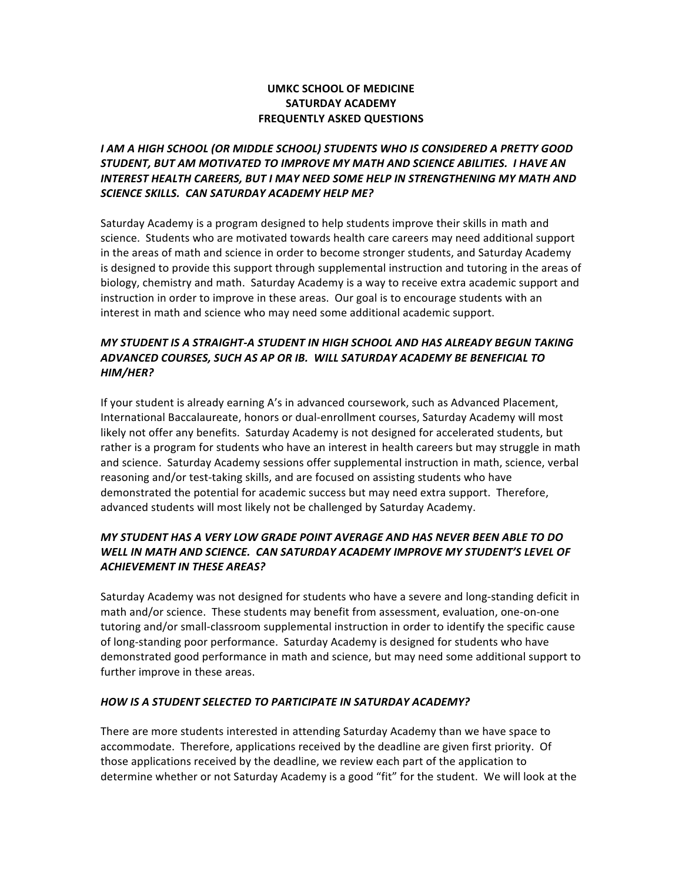# UMKC SCHOOL OF MEDICINE
# SATURDAY ACADEMY
# FREQUENTLY ASKED QUESTIONS

***I AM A HIGH SCHOOL (OR MIDDLE SCHOOL) STUDENTS WHO IS CONSIDERED A PRETTY GOOD STUDENT, BUT AM MOTIVATED TO IMPROVE MY MATH AND SCIENCE ABILITIES. I HAVE AN INTEREST HEALTH CAREERS, BUT I MAY NEED SOME HELP IN STRENGTHENING MY MATH AND SCIENCE SKILLS. CAN SATURDAY ACADEMY HELP ME?***

Saturday Academy is a program designed to help students improve their skills in math and science. Students who are motivated towards health care careers may need additional support in the areas of math and science in order to become stronger students, and Saturday Academy is designed to provide this support through supplemental instruction and tutoring in the areas of biology, chemistry and math. Saturday Academy is a way to receive extra academic support and instruction in order to improve in these areas. Our goal is to encourage students with an interest in math and science who may need some additional academic support.

***MY STUDENT IS A STRAIGHT-A STUDENT IN HIGH SCHOOL AND HAS ALREADY BEGUN TAKING ADVANCED COURSES, SUCH AS AP OR IB. WILL SATURDAY ACADEMY BE BENEFICIAL TO HIM/HER?***

If your student is already earning A's in advanced coursework, such as Advanced Placement, International Baccalaureate, honors or dual-enrollment courses, Saturday Academy will most likely not offer any benefits. Saturday Academy is not designed for accelerated students, but rather is a program for students who have an interest in health careers but may struggle in math and science. Saturday Academy sessions offer supplemental instruction in math, science, verbal reasoning and/or test-taking skills, and are focused on assisting students who have demonstrated the potential for academic success but may need extra support. Therefore, advanced students will most likely not be challenged by Saturday Academy.

***MY STUDENT HAS A VERY LOW GRADE POINT AVERAGE AND HAS NEVER BEEN ABLE TO DO WELL IN MATH AND SCIENCE. CAN SATURDAY ACADEMY IMPROVE MY STUDENT'S LEVEL OF ACHIEVEMENT IN THESE AREAS?***

Saturday Academy was not designed for students who have a severe and long-standing deficit in math and/or science. These students may benefit from assessment, evaluation, one-on-one tutoring and/or small-classroom supplemental instruction in order to identify the specific cause of long-standing poor performance. Saturday Academy is designed for students who have demonstrated good performance in math and science, but may need some additional support to further improve in these areas.

***HOW IS A STUDENT SELECTED TO PARTICIPATE IN SATURDAY ACADEMY?***

There are more students interested in attending Saturday Academy than we have space to accommodate. Therefore, applications received by the deadline are given first priority. Of those applications received by the deadline, we review each part of the application to determine whether or not Saturday Academy is a good "fit" for the student. We will look at the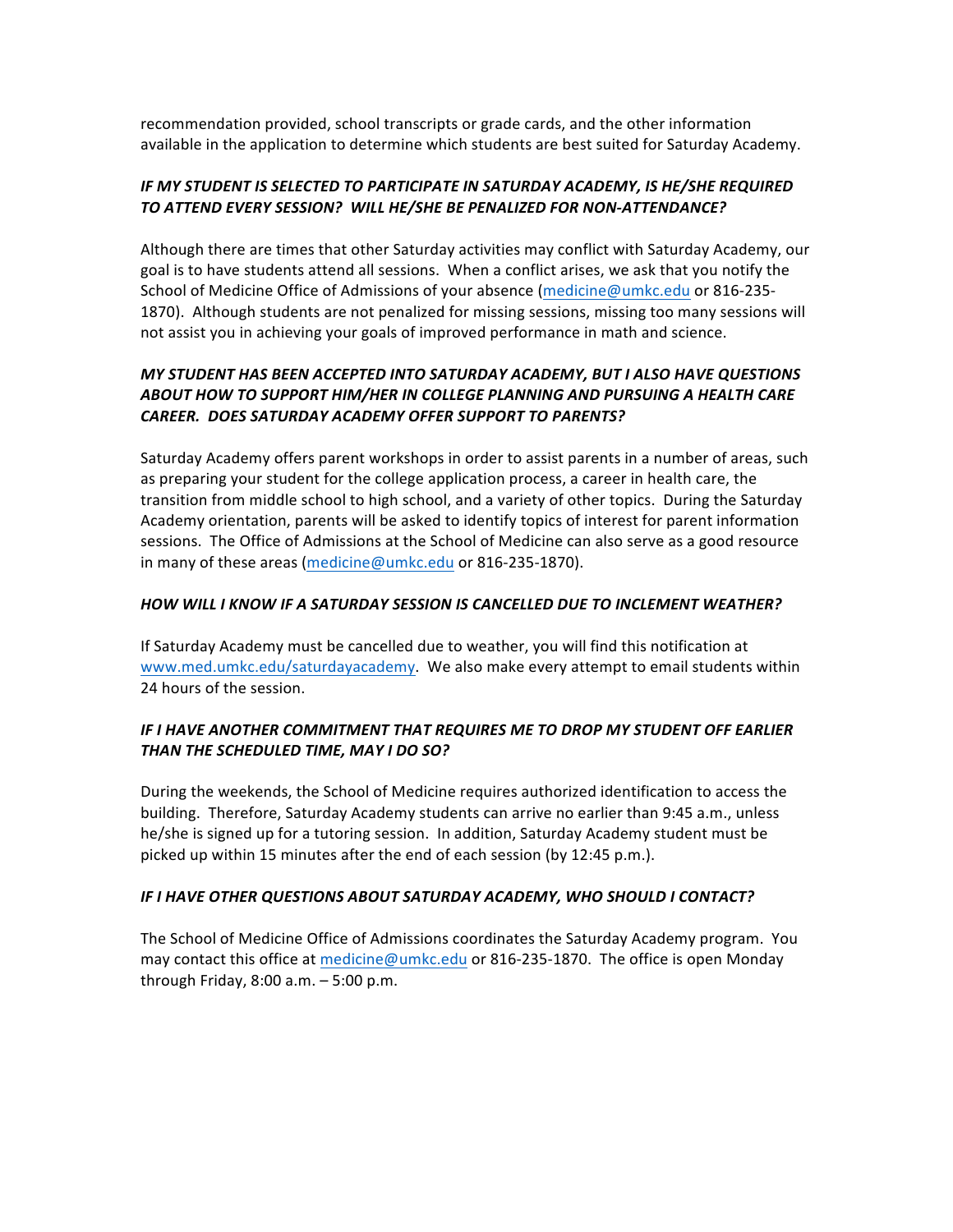recommendation provided, school transcripts or grade cards, and the other information available in the application to determine which students are best suited for Saturday Academy.

***IF MY STUDENT IS SELECTED TO PARTICIPATE IN SATURDAY ACADEMY, IS HE/SHE REQUIRED TO ATTEND EVERY SESSION? WILL HE/SHE BE PENALIZED FOR NON-ATTENDANCE?***

Although there are times that other Saturday activities may conflict with Saturday Academy, our goal is to have students attend all sessions. When a conflict arises, we ask that you notify the School of Medicine Office of Admissions of your absence (medicine@umkc.edu or 816-235-1870). Although students are not penalized for missing sessions, missing too many sessions will not assist you in achieving your goals of improved performance in math and science.

***MY STUDENT HAS BEEN ACCEPTED INTO SATURDAY ACADEMY, BUT I ALSO HAVE QUESTIONS ABOUT HOW TO SUPPORT HIM/HER IN COLLEGE PLANNING AND PURSUING A HEALTH CARE CAREER. DOES SATURDAY ACADEMY OFFER SUPPORT TO PARENTS?***

Saturday Academy offers parent workshops in order to assist parents in a number of areas, such as preparing your student for the college application process, a career in health care, the transition from middle school to high school, and a variety of other topics. During the Saturday Academy orientation, parents will be asked to identify topics of interest for parent information sessions. The Office of Admissions at the School of Medicine can also serve as a good resource in many of these areas (medicine@umkc.edu or 816-235-1870).

***HOW WILL I KNOW IF A SATURDAY SESSION IS CANCELLED DUE TO INCLEMENT WEATHER?***

If Saturday Academy must be cancelled due to weather, you will find this notification at www.med.umkc.edu/saturdayacademy. We also make every attempt to email students within 24 hours of the session.

***IF I HAVE ANOTHER COMMITMENT THAT REQUIRES ME TO DROP MY STUDENT OFF EARLIER THAN THE SCHEDULED TIME, MAY I DO SO?***

During the weekends, the School of Medicine requires authorized identification to access the building. Therefore, Saturday Academy students can arrive no earlier than 9:45 a.m., unless he/she is signed up for a tutoring session. In addition, Saturday Academy student must be picked up within 15 minutes after the end of each session (by 12:45 p.m.).

***IF I HAVE OTHER QUESTIONS ABOUT SATURDAY ACADEMY, WHO SHOULD I CONTACT?***

The School of Medicine Office of Admissions coordinates the Saturday Academy program. You may contact this office at medicine@umkc.edu or 816-235-1870. The office is open Monday through Friday, 8:00 a.m. – 5:00 p.m.